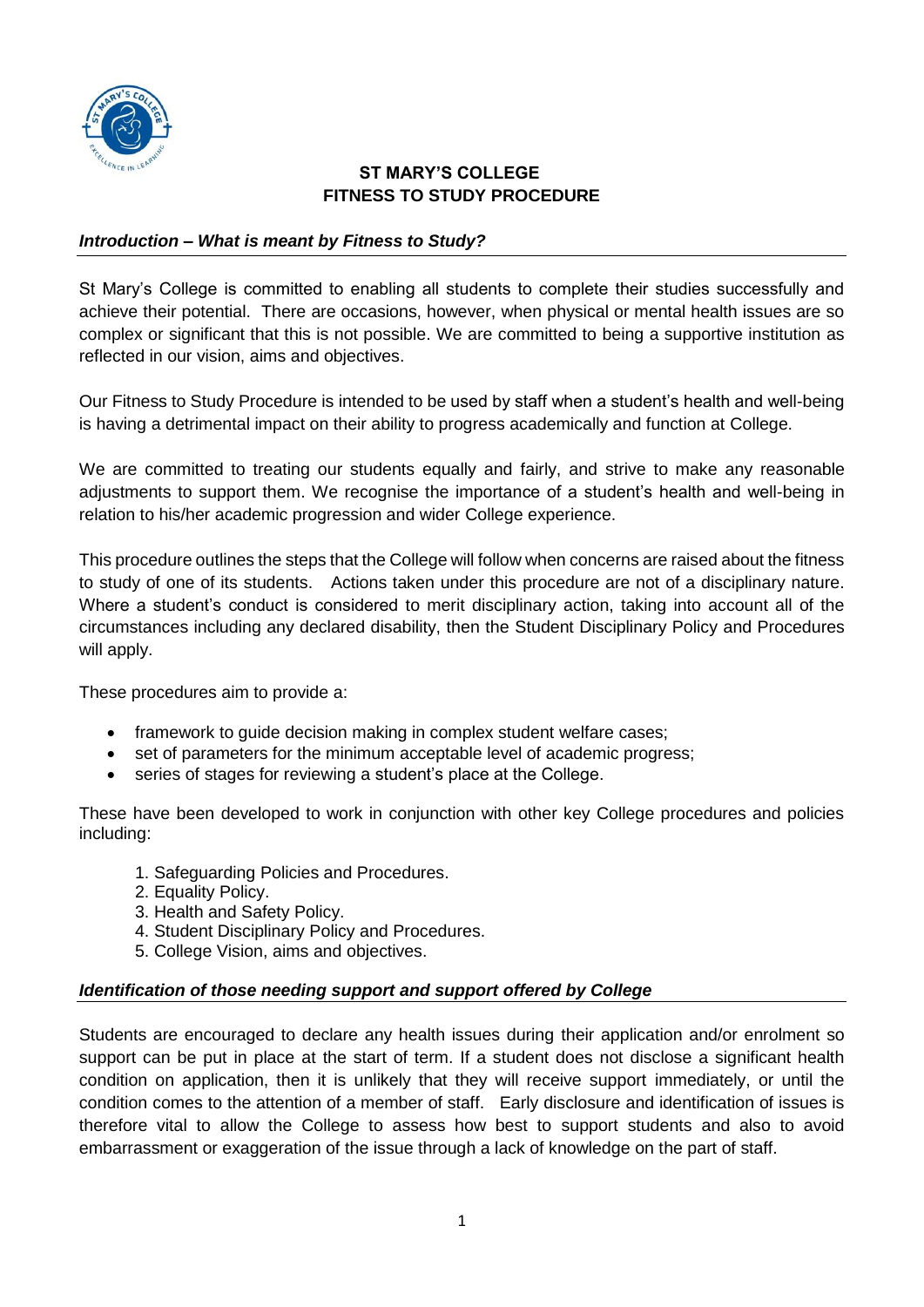# ST MARY'S COLLEGE
# FITNESS TO STUDY PROCEDURE

## *Introduction – What is meant by Fitness to Study?*

St Mary's College is committed to enabling all students to complete their studies successfully and achieve their potential. There are occasions, however, when physical or mental health issues are so complex or significant that this is not possible. We are committed to being a supportive institution as reflected in our vision, aims and objectives.

Our Fitness to Study Procedure is intended to be used by staff when a student's health and well-being is having a detrimental impact on their ability to progress academically and function at College.

We are committed to treating our students equally and fairly, and strive to make any reasonable adjustments to support them. We recognise the importance of a student's health and well-being in relation to his/her academic progression and wider College experience.

This procedure outlines the steps that the College will follow when concerns are raised about the fitness to study of one of its students. Actions taken under this procedure are not of a disciplinary nature. Where a student's conduct is considered to merit disciplinary action, taking into account all of the circumstances including any declared disability, then the Student Disciplinary Policy and Procedures will apply.

These procedures aim to provide a:

- framework to guide decision making in complex student welfare cases;
- set of parameters for the minimum acceptable level of academic progress;
- series of stages for reviewing a student's place at the College.

These have been developed to work in conjunction with other key College procedures and policies including:

1. Safeguarding Policies and Procedures.
2. Equality Policy.
3. Health and Safety Policy.
4. Student Disciplinary Policy and Procedures.
5. College Vision, aims and objectives.

## *Identification of those needing support and support offered by College*

Students are encouraged to declare any health issues during their application and/or enrolment so support can be put in place at the start of term. If a student does not disclose a significant health condition on application, then it is unlikely that they will receive support immediately, or until the condition comes to the attention of a member of staff. Early disclosure and identification of issues is therefore vital to allow the College to assess how best to support students and also to avoid embarrassment or exaggeration of the issue through a lack of knowledge on the part of staff.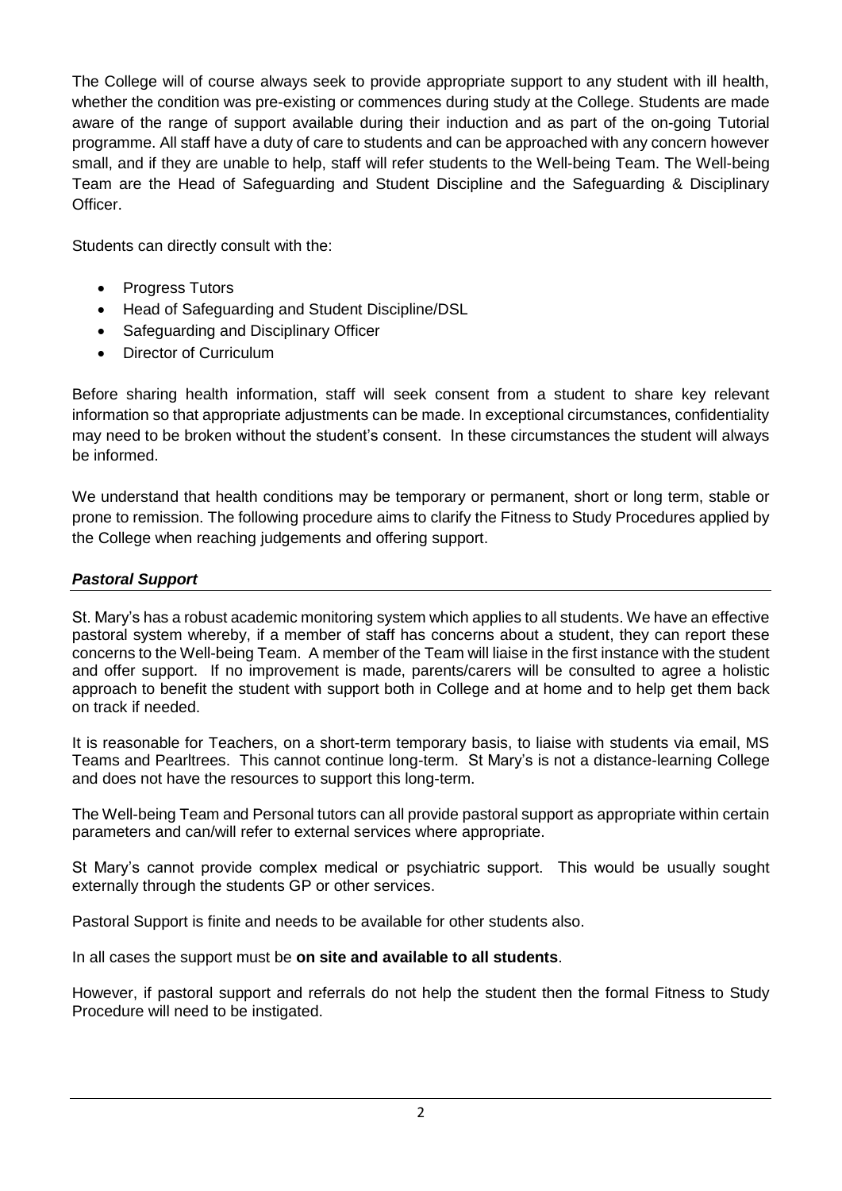The College will of course always seek to provide appropriate support to any student with ill health, whether the condition was pre-existing or commences during study at the College. Students are made aware of the range of support available during their induction and as part of the on-going Tutorial programme. All staff have a duty of care to students and can be approached with any concern however small, and if they are unable to help, staff will refer students to the Well-being Team. The Well-being Team are the Head of Safeguarding and Student Discipline and the Safeguarding & Disciplinary Officer.

Students can directly consult with the:

- Progress Tutors
- Head of Safeguarding and Student Discipline/DSL
- Safeguarding and Disciplinary Officer
- Director of Curriculum

Before sharing health information, staff will seek consent from a student to share key relevant information so that appropriate adjustments can be made. In exceptional circumstances, confidentiality may need to be broken without the student's consent. In these circumstances the student will always be informed.

We understand that health conditions may be temporary or permanent, short or long term, stable or prone to remission. The following procedure aims to clarify the Fitness to Study Procedures applied by the College when reaching judgements and offering support.

### ***Pastoral Support***

St. Mary's has a robust academic monitoring system which applies to all students. We have an effective pastoral system whereby, if a member of staff has concerns about a student, they can report these concerns to the Well-being Team. A member of the Team will liaise in the first instance with the student and offer support. If no improvement is made, parents/carers will be consulted to agree a holistic approach to benefit the student with support both in College and at home and to help get them back on track if needed.

It is reasonable for Teachers, on a short-term temporary basis, to liaise with students via email, MS Teams and Pearltrees. This cannot continue long-term. St Mary's is not a distance-learning College and does not have the resources to support this long-term.

The Well-being Team and Personal tutors can all provide pastoral support as appropriate within certain parameters and can/will refer to external services where appropriate.

St Mary's cannot provide complex medical or psychiatric support. This would be usually sought externally through the students GP or other services.

Pastoral Support is finite and needs to be available for other students also.

In all cases the support must be **on site and available to all students**.

However, if pastoral support and referrals do not help the student then the formal Fitness to Study Procedure will need to be instigated.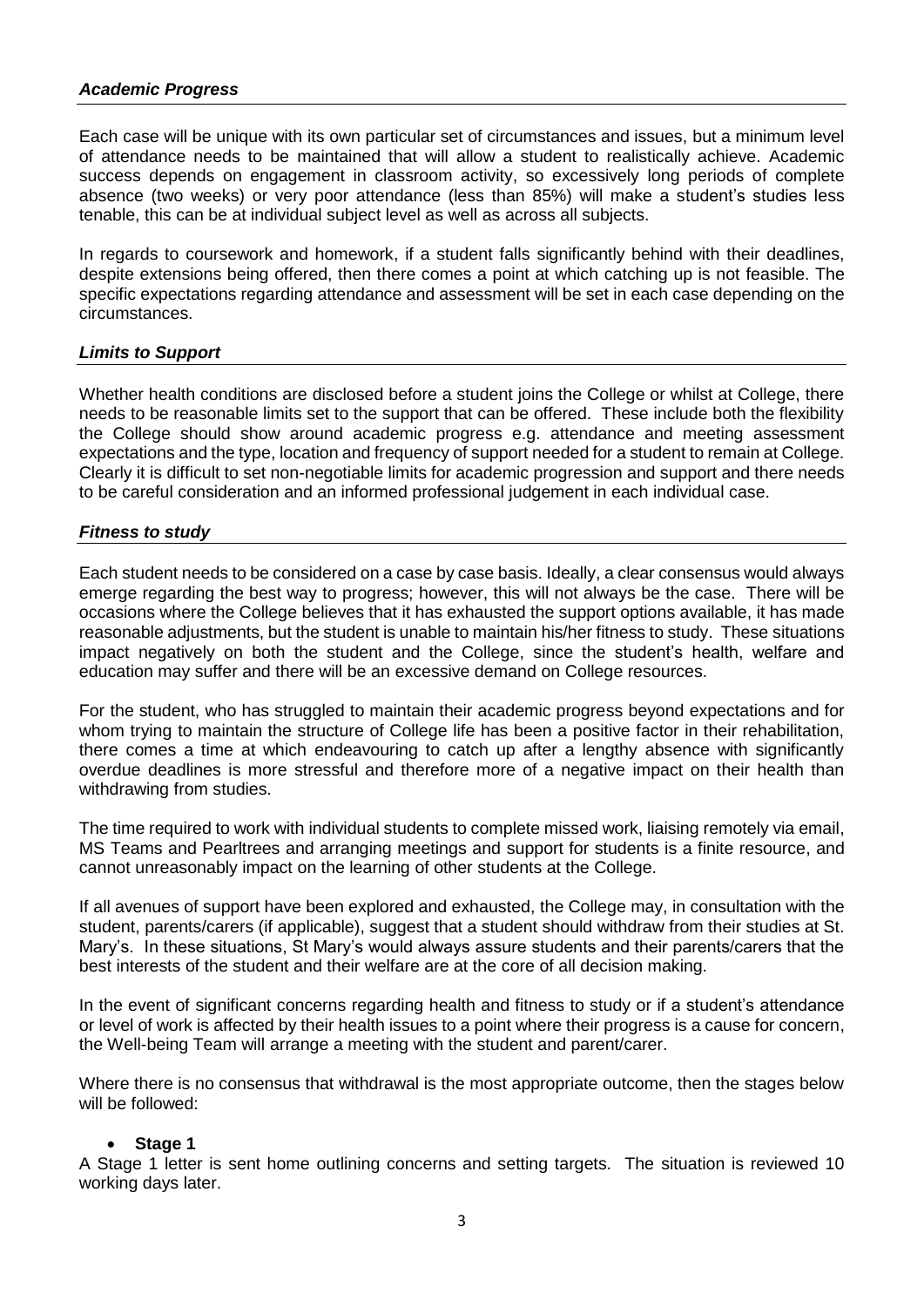### *Academic Progress*

Each case will be unique with its own particular set of circumstances and issues, but a minimum level of attendance needs to be maintained that will allow a student to realistically achieve. Academic success depends on engagement in classroom activity, so excessively long periods of complete absence (two weeks) or very poor attendance (less than 85%) will make a student's studies less tenable, this can be at individual subject level as well as across all subjects.

In regards to coursework and homework, if a student falls significantly behind with their deadlines, despite extensions being offered, then there comes a point at which catching up is not feasible. The specific expectations regarding attendance and assessment will be set in each case depending on the circumstances.

### *Limits to Support*

Whether health conditions are disclosed before a student joins the College or whilst at College, there needs to be reasonable limits set to the support that can be offered. These include both the flexibility the College should show around academic progress e.g. attendance and meeting assessment expectations and the type, location and frequency of support needed for a student to remain at College. Clearly it is difficult to set non-negotiable limits for academic progression and support and there needs to be careful consideration and an informed professional judgement in each individual case.

### *Fitness to study*

Each student needs to be considered on a case by case basis. Ideally, a clear consensus would always emerge regarding the best way to progress; however, this will not always be the case. There will be occasions where the College believes that it has exhausted the support options available, it has made reasonable adjustments, but the student is unable to maintain his/her fitness to study. These situations impact negatively on both the student and the College, since the student's health, welfare and education may suffer and there will be an excessive demand on College resources.

For the student, who has struggled to maintain their academic progress beyond expectations and for whom trying to maintain the structure of College life has been a positive factor in their rehabilitation, there comes a time at which endeavouring to catch up after a lengthy absence with significantly overdue deadlines is more stressful and therefore more of a negative impact on their health than withdrawing from studies.

The time required to work with individual students to complete missed work, liaising remotely via email, MS Teams and Pearltrees and arranging meetings and support for students is a finite resource, and cannot unreasonably impact on the learning of other students at the College.

If all avenues of support have been explored and exhausted, the College may, in consultation with the student, parents/carers (if applicable), suggest that a student should withdraw from their studies at St. Mary's. In these situations, St Mary's would always assure students and their parents/carers that the best interests of the student and their welfare are at the core of all decision making.

In the event of significant concerns regarding health and fitness to study or if a student's attendance or level of work is affected by their health issues to a point where their progress is a cause for concern, the Well-being Team will arrange a meeting with the student and parent/carer.

Where there is no consensus that withdrawal is the most appropriate outcome, then the stages below will be followed:

- **Stage 1**

A Stage 1 letter is sent home outlining concerns and setting targets. The situation is reviewed 10 working days later.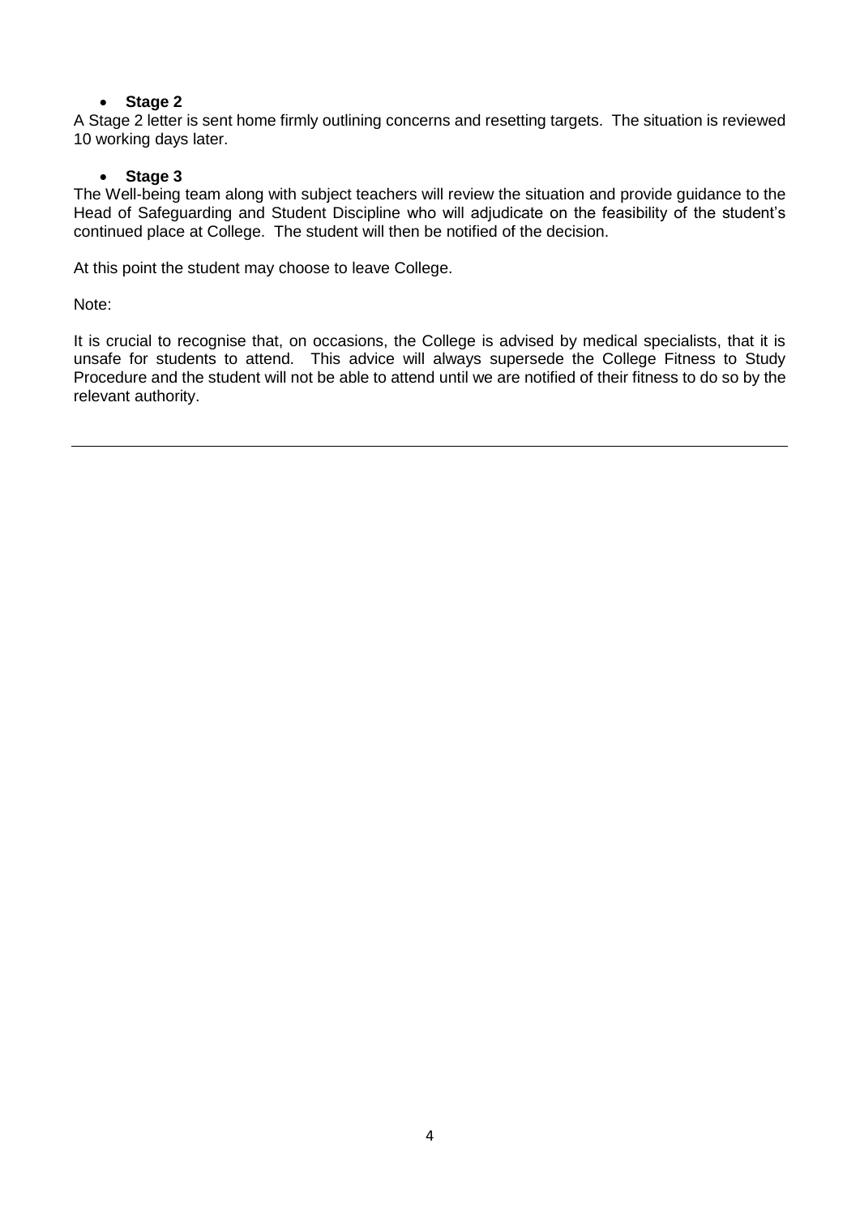- **Stage 2**

A Stage 2 letter is sent home firmly outlining concerns and resetting targets. The situation is reviewed 10 working days later.

- **Stage 3**

The Well-being team along with subject teachers will review the situation and provide guidance to the Head of Safeguarding and Student Discipline who will adjudicate on the feasibility of the student's continued place at College. The student will then be notified of the decision.

At this point the student may choose to leave College.

Note:

It is crucial to recognise that, on occasions, the College is advised by medical specialists, that it is unsafe for students to attend. This advice will always supersede the College Fitness to Study Procedure and the student will not be able to attend until we are notified of their fitness to do so by the relevant authority.

---